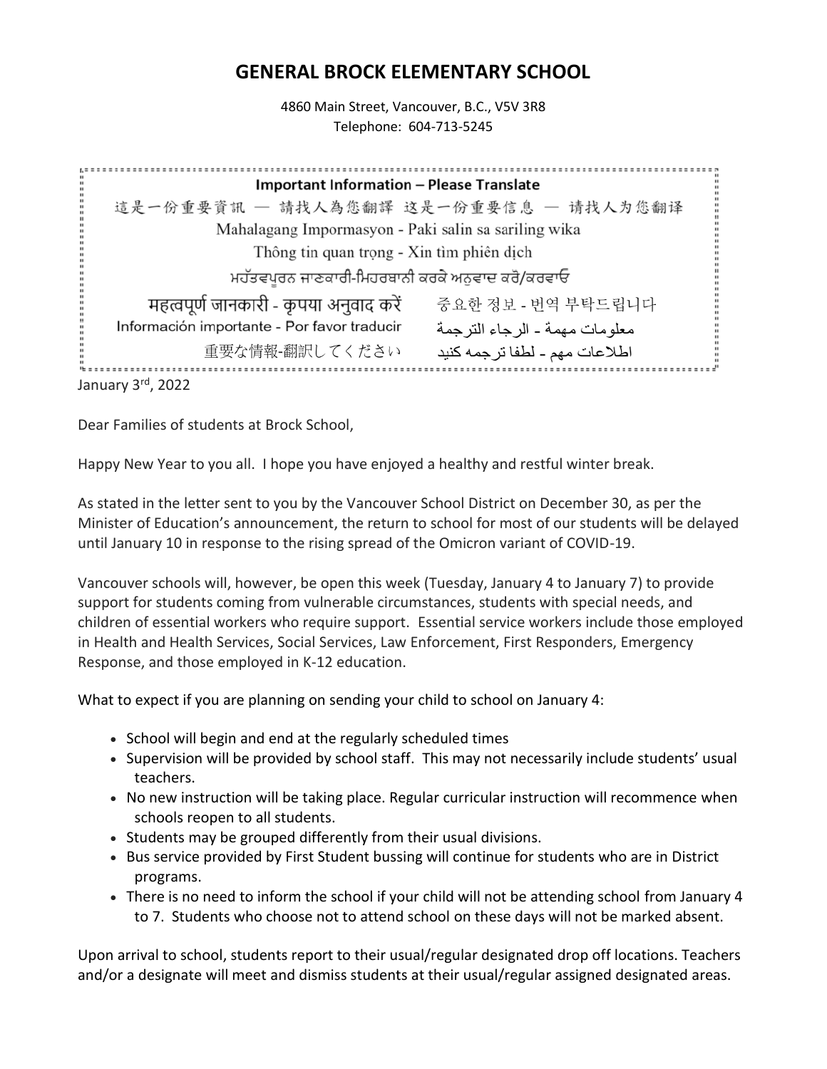# GENERAL BROCK ELEMENTARY SCHOOL

4860 Main Street, Vancouver, B.C., V5V 3R8
Telephone: 604-713-5245

**Important Information – Please Translate**

這是一份重要資訊 — 請找人為您翻譯 这是一份重要信息 — 请找人为您翻译

Mahalagang Impormasyon - Paki salin sa sariling wika

Thông tin quan trọng - Xin tìm phiên dịch

ਮਹੱਤਵਪੂਰਨ ਜਾਣਕਾਰੀ-ਮਿਹਰਬਾਨੀ ਕਰਕੇ ਅਨੁਵਾਦ ਕਰੋ/ਕਰਵਾਓ

महत्वपूर्ण जानकारी - कृपया अनुवाद करें

중요한 정보 - 번역 부탁드립니다

Información importante - Por favor traducir

معلومات مهمة - الرجاء الترجمة

重要な情報-翻訳してください

اطلاعات مهم – لطفا ترجمه کنید

January 3rd, 2022

Dear Families of students at Brock School,

Happy New Year to you all. I hope you have enjoyed a healthy and restful winter break.

As stated in the letter sent to you by the Vancouver School District on December 30, as per the Minister of Education's announcement, the return to school for most of our students will be delayed until January 10 in response to the rising spread of the Omicron variant of COVID-19.

Vancouver schools will, however, be open this week (Tuesday, January 4 to January 7) to provide support for students coming from vulnerable circumstances, students with special needs, and children of essential workers who require support. Essential service workers include those employed in Health and Health Services, Social Services, Law Enforcement, First Responders, Emergency Response, and those employed in K-12 education.

What to expect if you are planning on sending your child to school on January 4:

- School will begin and end at the regularly scheduled times
- Supervision will be provided by school staff. This may not necessarily include students' usual teachers.
- No new instruction will be taking place. Regular curricular instruction will recommence when schools reopen to all students.
- Students may be grouped differently from their usual divisions.
- Bus service provided by First Student bussing will continue for students who are in District programs.
- There is no need to inform the school if your child will not be attending school from January 4 to 7. Students who choose not to attend school on these days will not be marked absent.

Upon arrival to school, students report to their usual/regular designated drop off locations. Teachers and/or a designate will meet and dismiss students at their usual/regular assigned designated areas.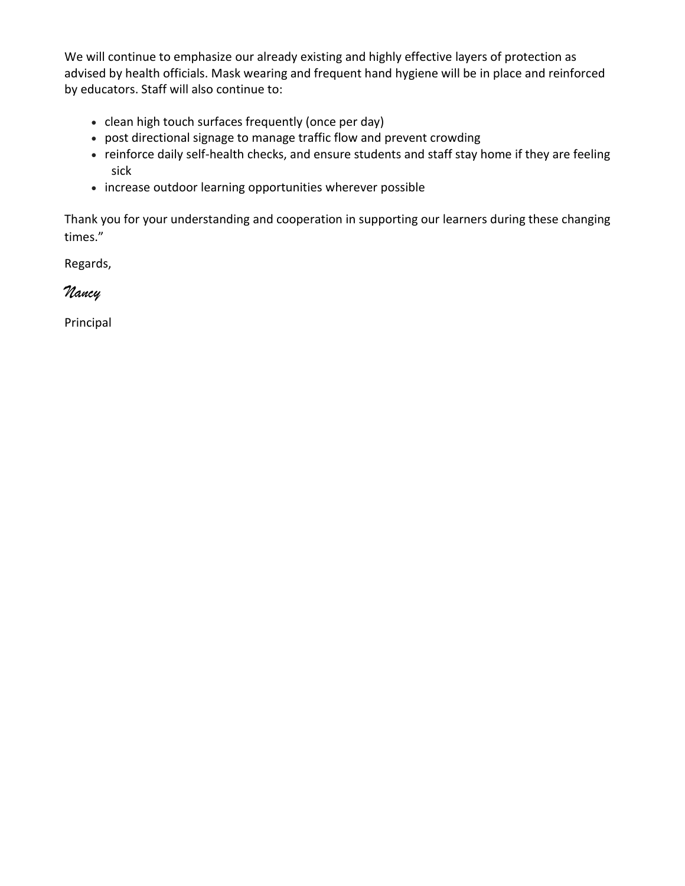We will continue to emphasize our already existing and highly effective layers of protection as advised by health officials. Mask wearing and frequent hand hygiene will be in place and reinforced by educators. Staff will also continue to:

- clean high touch surfaces frequently (once per day)
- post directional signage to manage traffic flow and prevent crowding
- reinforce daily self-health checks, and ensure students and staff stay home if they are feeling sick
- increase outdoor learning opportunities wherever possible

Thank you for your understanding and cooperation in supporting our learners during these changing times."

Regards,

*Nancy*

Principal